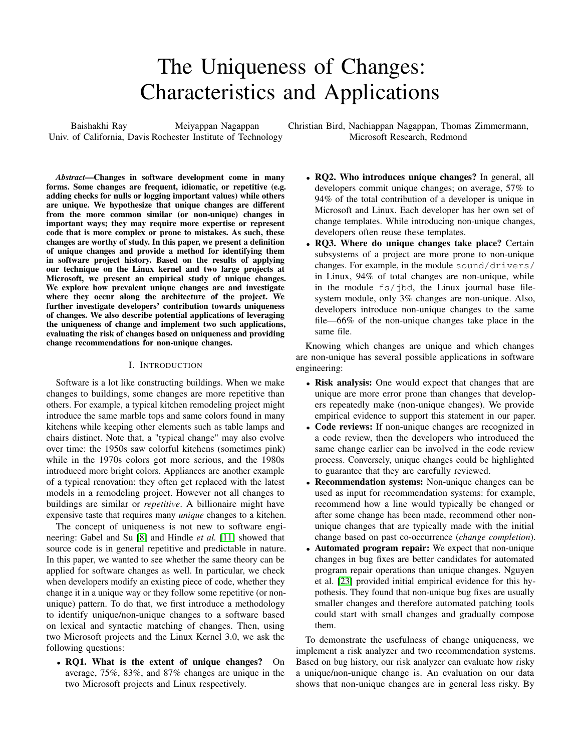# The Uniqueness of Changes: Characteristics and Applications

Baishakhi Ray
Univ. of California, Davis

Meiyappan Nagappan
Rochester Institute of Technology

Christian Bird, Nachiappan Nagappan, Thomas Zimmermann,
Microsoft Research, Redmond

***Abstract*—Changes in software development come in many forms. Some changes are frequent, idiomatic, or repetitive (e.g. adding checks for nulls or logging important values) while others are unique. We hypothesize that unique changes are different from the more common similar (or non-unique) changes in important ways; they may require more expertise or represent code that is more complex or prone to mistakes. As such, these changes are worthy of study. In this paper, we present a definition of unique changes and provide a method for identifying them in software project history. Based on the results of applying our technique on the Linux kernel and two large projects at Microsoft, we present an empirical study of unique changes. We explore how prevalent unique changes are and investigate where they occur along the architecture of the project. We further investigate developers' contribution towards uniqueness of changes. We also describe potential applications of leveraging the uniqueness of change and implement two such applications, evaluating the risk of changes based on uniqueness and providing change recommendations for non-unique changes.**

## I. Introduction

Software is a lot like constructing buildings. When we make changes to buildings, some changes are more repetitive than others. For example, a typical kitchen remodeling project might introduce the same marble tops and same colors found in many kitchens while keeping other elements such as table lamps and chairs distinct. Note that, a "typical change" may also evolve over time: the 1950s saw colorful kitchens (sometimes pink) while in the 1970s colors got more serious, and the 1980s introduced more bright colors. Appliances are another example of a typical renovation: they often get replaced with the latest models in a remodeling project. However not all changes to buildings are similar or *repetitive*. A billionaire might have expensive taste that requires many *unique* changes to a kitchen.

The concept of uniqueness is not new to software engineering: Gabel and Su [8] and Hindle *et al.* [11] showed that source code is in general repetitive and predictable in nature. In this paper, we wanted to see whether the same theory can be applied for software changes as well. In particular, we check when developers modify an existing piece of code, whether they change it in a unique way or they follow some repetitive (or non-unique) pattern. To do that, we first introduce a methodology to identify unique/non-unique changes to a software based on lexical and syntactic matching of changes. Then, using two Microsoft projects and the Linux Kernel 3.0, we ask the following questions:

- **RQ1. What is the extent of unique changes?** On average, 75%, 83%, and 87% changes are unique in the two Microsoft projects and Linux respectively.
- **RQ2. Who introduces unique changes?** In general, all developers commit unique changes; on average, 57% to 94% of the total contribution of a developer is unique in Microsoft and Linux. Each developer has her own set of change templates. While introducing non-unique changes, developers often reuse these templates.
- **RQ3. Where do unique changes take place?** Certain subsystems of a project are more prone to non-unique changes. For example, in the module `sound/drivers/` in Linux, 94% of total changes are non-unique, while in the module `fs/jbd`, the Linux journal base file-system module, only 3% changes are non-unique. Also, developers introduce non-unique changes to the same file—66% of the non-unique changes take place in the same file.

Knowing which changes are unique and which changes are non-unique has several possible applications in software engineering:

- **Risk analysis:** One would expect that changes that are unique are more error prone than changes that developers repeatedly make (non-unique changes). We provide empirical evidence to support this statement in our paper.
- **Code reviews:** If non-unique changes are recognized in a code review, then the developers who introduced the same change earlier can be involved in the code review process. Conversely, unique changes could be highlighted to guarantee that they are carefully reviewed.
- **Recommendation systems:** Non-unique changes can be used as input for recommendation systems: for example, recommend how a line would typically be changed or after some change has been made, recommend other non-unique changes that are typically made with the initial change based on past co-occurrence (*change completion*).
- **Automated program repair:** We expect that non-unique changes in bug fixes are better candidates for automated program repair operations than unique changes. Nguyen et al. [23] provided initial empirical evidence for this hypothesis. They found that non-unique bug fixes are usually smaller changes and therefore automated patching tools could start with small changes and gradually compose them.

To demonstrate the usefulness of change uniqueness, we implement a risk analyzer and two recommendation systems. Based on bug history, our risk analyzer can evaluate how risky a unique/non-unique change is. An evaluation on our data shows that non-unique changes are in general less risky. By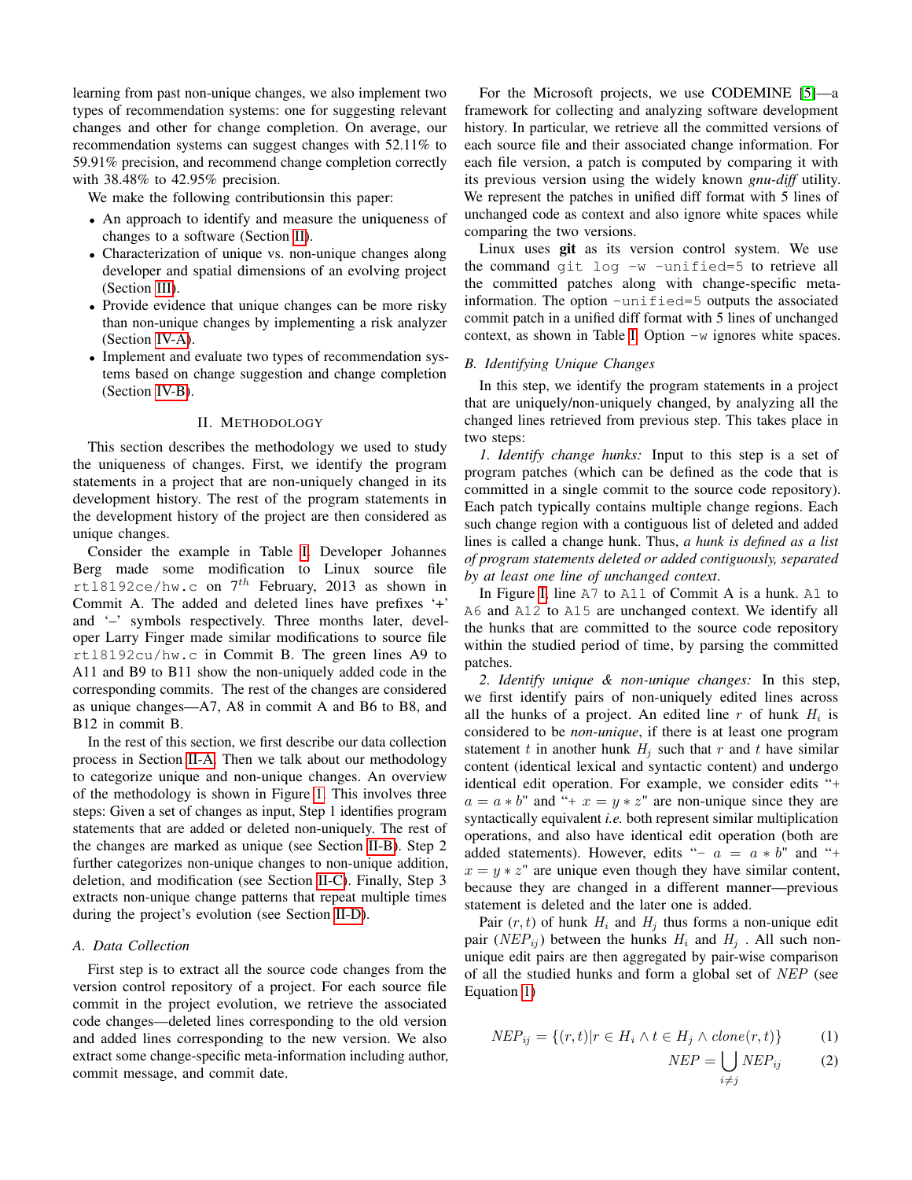learning from past non-unique changes, we also implement two types of recommendation systems: one for suggesting relevant changes and other for change completion. On average, our recommendation systems can suggest changes with 52.11% to 59.91% precision, and recommend change completion correctly with 38.48% to 42.95% precision.

We make the following contributionsin this paper:

- An approach to identify and measure the uniqueness of changes to a software (Section II).
- Characterization of unique vs. non-unique changes along developer and spatial dimensions of an evolving project (Section III).
- Provide evidence that unique changes can be more risky than non-unique changes by implementing a risk analyzer (Section IV-A).
- Implement and evaluate two types of recommendation systems based on change suggestion and change completion (Section IV-B).

## II. Methodology

This section describes the methodology we used to study the uniqueness of changes. First, we identify the program statements in a project that are non-uniquely changed in its development history. The rest of the program statements in the development history of the project are then considered as unique changes.

Consider the example in Table I. Developer Johannes Berg made some modification to Linux source file `rtl8192ce/hw.c` on $7^{th}$ February, 2013 as shown in Commit A. The added and deleted lines have prefixes '+' and '–' symbols respectively. Three months later, developer Larry Finger made similar modifications to source file `rtl8192cu/hw.c` in Commit B. The green lines A9 to A11 and B9 to B11 show the non-uniquely added code in the corresponding commits. The rest of the changes are considered as unique changes—A7, A8 in commit A and B6 to B8, and B12 in commit B.

In the rest of this section, we first describe our data collection process in Section II-A. Then we talk about our methodology to categorize unique and non-unique changes. An overview of the methodology is shown in Figure 1. This involves three steps: Given a set of changes as input, Step 1 identifies program statements that are added or deleted non-uniquely. The rest of the changes are marked as unique (see Section II-B). Step 2 further categorizes non-unique changes to non-unique addition, deletion, and modification (see Section II-C). Finally, Step 3 extracts non-unique change patterns that repeat multiple times during the project's evolution (see Section II-D).

### A. Data Collection

First step is to extract all the source code changes from the version control repository of a project. For each source file commit in the project evolution, we retrieve the associated code changes—deleted lines corresponding to the old version and added lines corresponding to the new version. We also extract some change-specific meta-information including author, commit message, and commit date.

For the Microsoft projects, we use CODEMINE [5]—a framework for collecting and analyzing software development history. In particular, we retrieve all the committed versions of each source file and their associated change information. For each file version, a patch is computed by comparing it with its previous version using the widely known *gnu-diff* utility. We represent the patches in unified diff format with 5 lines of unchanged code as context and also ignore white spaces while comparing the two versions.

Linux uses **git** as its version control system. We use the command `git log -w -unified=5` to retrieve all the committed patches along with change-specific meta-information. The option `-unified=5` outputs the associated commit patch in a unified diff format with 5 lines of unchanged context, as shown in Table I. Option `-w` ignores white spaces.

### B. Identifying Unique Changes

In this step, we identify the program statements in a project that are uniquely/non-uniquely changed, by analyzing all the changed lines retrieved from previous step. This takes place in two steps:

*1. Identify change hunks:* Input to this step is a set of program patches (which can be defined as the code that is committed in a single commit to the source code repository). Each patch typically contains multiple change regions. Each such change region with a contiguous list of deleted and added lines is called a change hunk. Thus, *a hunk is defined as a list of program statements deleted or added contiguously, separated by at least one line of unchanged context*.

In Figure I, line `A7` to `A11` of Commit A is a hunk. `A1` to `A6` and `A12` to `A15` are unchanged context. We identify all the hunks that are committed to the source code repository within the studied period of time, by parsing the committed patches.

*2. Identify unique & non-unique changes:* In this step, we first identify pairs of non-uniquely edited lines across all the hunks of a project. An edited line $r$ of hunk $H_i$ is considered to be *non-unique*, if there is at least one program statement $t$ in another hunk $H_j$ such that $r$ and $t$ have similar content (identical lexical and syntactic content) and undergo identical edit operation. For example, we consider edits "+ $a = a * b$" and "+ $x = y * z$" are non-unique since they are syntactically equivalent *i.e.* both represent similar multiplication operations, and also have identical edit operation (both are added statements). However, edits "– $a = a * b$" and "+ $x = y * z$" are unique even though they have similar content, because they are changed in a different manner—previous statement is deleted and the later one is added.

Pair $(r, t)$ of hunk $H_i$ and $H_j$ thus forms a non-unique edit pair ($NEP_{ij}$) between the hunks $H_i$ and $H_j$ . All such non-unique edit pairs are then aggregated by pair-wise comparison of all the studied hunks and form a global set of $NEP$ (see Equation 1)

$$NEP_{ij} = \{(r, t) | r \in H_i \wedge t \in H_j \wedge clone(r, t)\} \quad (1)$$

$$NEP = \bigcup_{i \neq j} NEP_{ij} \quad (2)$$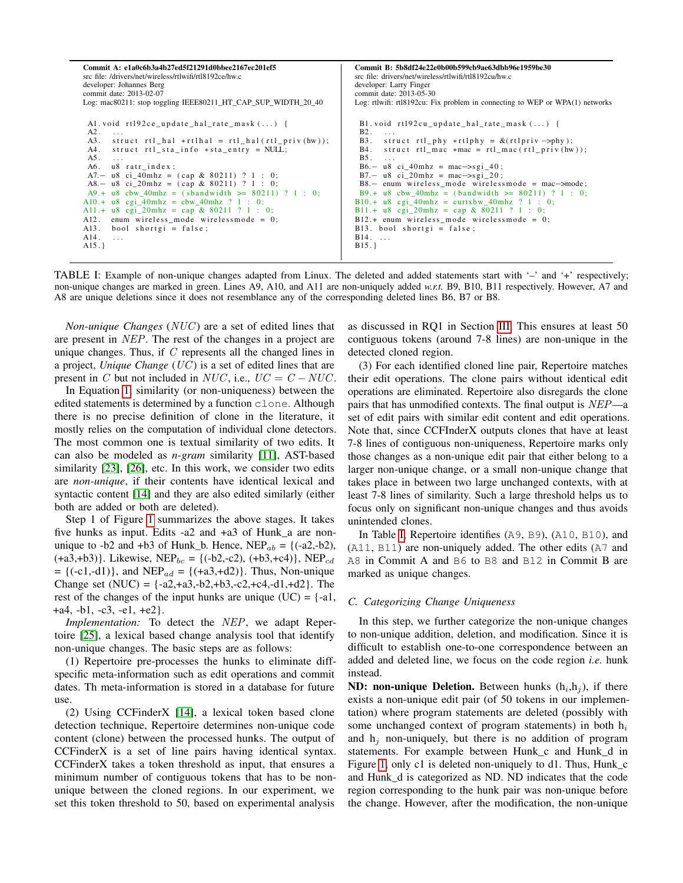| Commit A: e1a0c6b3a4b27ed5f21291d0bbee2167ec201ef5 | Commit B: 5b8df24e22e0b00b599cb9ae63dbb96e1959be30 |
|---|---|
| src file: /drivers/net/wireless/rtlwifi/rtl8192ce/hw.c | src file: drivers/net/wireless/rtlwifi/rtl8192cu/hw.c |
| developer: Johannes Berg | developer: Larry Finger |
| commit date: 2013-02-07 | commit date: 2013-05-30 |
| Log: mac80211: stop toggling IEEE80211_HT_CAP_SUP_WIDTH_20_40 | Log: rtlwifi: rtl8192cu: Fix problem in connecting to WEP or WPA(1) networks |

```
A1. void rtl92ce_update_hal_rate_mask(...) {
A2.    ...
A3.    struct rtl_hal *rtlhal = rtl_hal(rtl_priv(hw));
A4.    struct rtl_sta_info *sta_entry = NULL;
A5.    ...
A6.    u8 ratr_index;
A7.-   u8 ci_40mhz = (cap & 80211) ? 1 : 0;
A8.-   u8 ci_20mhz = (cap & 80211) ? 1 : 0;
A9.+   u8 cbw_40mhz = (sbandwidth >= 80211) ? 1 : 0;
A10.+  u8 cgi_40mhz = cbw_40mhz ? 1 : 0;
A11.+  u8 cgi_20mhz = cap & 80211 ? 1 : 0;
A12.   enum wireless_mode wirelessmode = 0;
A13.   bool shortgi = false;
A14.   ...
A15.}
```

```
B1. void rtl92cu_update_hal_rate_mask(...) {
B2.    ...
B3.    struct rtl_phy *rtlphy = &(rtlpriv->phy);
B4.    struct rtl_mac *mac = rtl_mac(rtl_priv(hw));
B5.    ...
B6.-   u8 ci_40mhz = mac->sgi_40;
B7.-   u8 ci_20mhz = mac->sgi_20;
B8.-   enum wireless_mode wirelessmode = mac->mode;
B9.+   u8 cbw_40mhz = (bandwidth >= 80211) ? 1 : 0;
B10.+  u8 cgi_40mhz = curtxbw_40mhz ? 1 : 0;
B11.+  u8 cgi_20mhz = cap & 80211 ? 1 : 0;
B12.+  enum wireless_mode wirelessmode = 0;
B13.   bool shortgi = false;
B14.   ...
B15.}
```

TABLE I: Example of non-unique changes adapted from Linux. The deleted and added statements start with '–' and '+' respectively; non-unique changes are marked in green. Lines A9, A10, and A11 are non-uniquely added *w.r.t.* B9, B10, B11 respectively. However, A7 and A8 are unique deletions since it does not resemblance any of the corresponding deleted lines B6, B7 or B8.

*Non-unique Changes* ($NUC$) are a set of edited lines that are present in $NEP$. The rest of the changes in a project are unique changes. Thus, if $C$ represents all the changed lines in a project, *Unique Change* ($UC$) is a set of edited lines that are present in $C$ but not included in $NUC$, i.e., $UC = C - NUC$.

In Equation 1, similarity (or non-uniqueness) between the edited statements is determined by a function `clone`. Although there is no precise definition of clone in the literature, it mostly relies on the computation of individual clone detectors. The most common one is textual similarity of two edits. It can also be modeled as *n-gram* similarity [11], AST-based similarity [23], [26], etc. In this work, we consider two edits are *non-unique*, if their contents have identical lexical and syntactic content [14] and they are also edited similarly (either both are added or both are deleted).

Step 1 of Figure 1 summarizes the above stages. It takes five hunks as input. Edits -a2 and +a3 of Hunk_a are non-unique to -b2 and +b3 of Hunk_b. Hence, NEP$_{ab}$ = {(-a2,-b2), (+a3,+b3)}. Likewise, NEP$_{bc}$ = {(-b2,-c2), (+b3,+c4)}, NEP$_{cd}$ = {(-c1,-d1)}, and NEP$_{ad}$ = {(+a3,+d2)}. Thus, Non-unique Change set (NUC) = {-a2,+a3,-b2,+b3,-c2,+c4,-d1,+d2}. The rest of the changes of the input hunks are unique (UC) = {-a1, +a4, -b1, -c3, -e1, +e2}.

*Implementation:* To detect the $NEP$, we adapt Repertoire [25], a lexical based change analysis tool that identify non-unique changes. The basic steps are as follows:

(1) Repertoire pre-processes the hunks to eliminate diff-specific meta-information such as edit operations and commit dates. Th meta-information is stored in a database for future use.

(2) Using CCFinderX [14], a lexical token based clone detection technique, Repertoire determines non-unique code content (clone) between the processed hunks. The output of CCFinderX is a set of line pairs having identical syntax. CCFinderX takes a token threshold as input, that ensures a minimum number of contiguous tokens that has to be non-unique between the cloned regions. In our experiment, we set this token threshold to 50, based on experimental analysis as discussed in RQ1 in Section III. This ensures at least 50 contiguous tokens (around 7-8 lines) are non-unique in the detected cloned region.

(3) For each identified cloned line pair, Repertoire matches their edit operations. The clone pairs without identical edit operations are eliminated. Repertoire also disregards the clone pairs that has unmodified contexts. The final output is $NEP$—a set of edit pairs with similar edit content and edit operations. Note that, since CCFInderX outputs clones that have at least 7-8 lines of contiguous non-uniqueness, Repertoire marks only those changes as a non-unique edit pair that either belong to a larger non-unique change, or a small non-unique change that takes place in between two large unchanged contexts, with at least 7-8 lines of similarity. Such a large threshold helps us to focus only on significant non-unique changes and thus avoids unintended clones.

In Table I, Repertoire identifies (`A9`, `B9`), (`A10`, `B10`), and (`A11`, `B11`) are non-uniquely added. The other edits (`A7` and `A8` in Commit A and `B6` to `B8` and `B12` in Commit B are marked as unique changes.

### C. Categorizing Change Uniqueness

In this step, we further categorize the non-unique changes to non-unique addition, deletion, and modification. Since it is difficult to establish one-to-one correspondence between an added and deleted line, we focus on the code region *i.e.* hunk instead.

**ND: non-unique Deletion.** Between hunks ($h_i$,$h_j$), if there exists a non-unique edit pair (of 50 tokens in our implementation) where program statements are deleted (possibly with some unchanged context of program statements) in both $h_i$ and $h_j$ non-uniquely, but there is no addition of program statements. For example between Hunk_c and Hunk_d in Figure 1, only c1 is deleted non-uniquely to d1. Thus, Hunk_c and Hunk_d is categorized as ND. ND indicates that the code region corresponding to the hunk pair was non-unique before the change. However, after the modification, the non-unique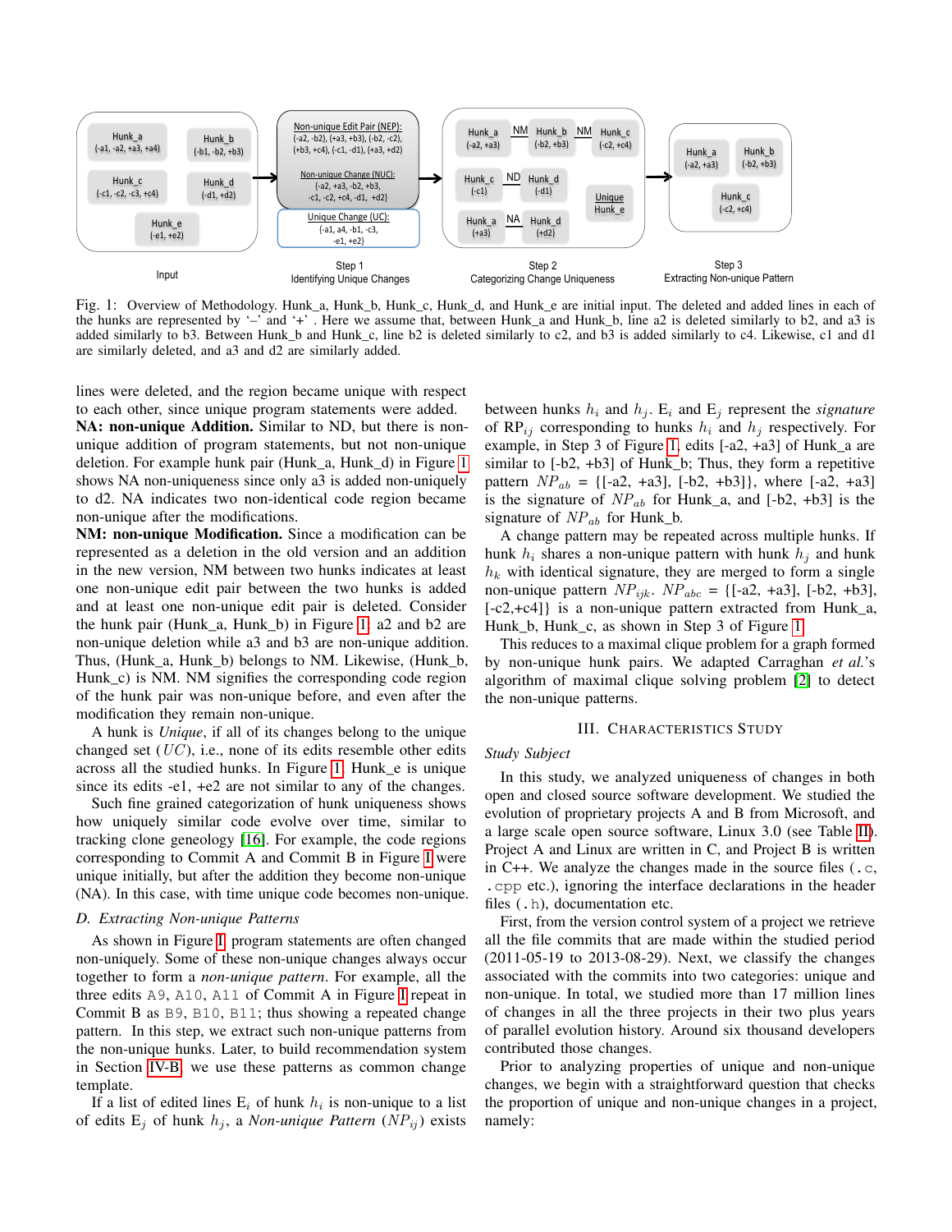Input

Hunk_a (-a1, -a2, +a3, +a4)
Hunk_b (-b1, -b2, +b3)
Hunk_c (-c1, -c2, -c3, +c4)
Hunk_d (-d1, +d2)
Hunk_e (-e1, +e2)

Step 1
Identifying Unique Changes

Non-unique Edit Pair (NEP): (-a2, -b2), (+a3, +b3), (-b2, -c2), (+b3, +c4), (-c1, -d1), (+a3, +d2)

Non-unique Change (NUC): {-a2, +a3, -b2, +b3, -c1, -c2, +c4, -d1, +d2}

Unique Change (UC): {-a1, a4, -b1, -c3, -e1, +e2}

Step 2
Categorizing Change Uniqueness

Hunk_a (-a2, +a3) NM Hunk_b (-b2, +b3) NM Hunk_c (-c2, +c4)
Hunk_c (-c1) ND Hunk_d (-d1)
Hunk_a (+a3) NA Hunk_d (+d2)
Unique Hunk_e

Step 3
Extracting Non-unique Pattern

Hunk_a (-a2, +a3)
Hunk_b (-b2, +b3)
Hunk_c (-c2, +c4)

Fig. 1: Overview of Methodology. Hunk_a, Hunk_b, Hunk_c, Hunk_d, and Hunk_e are initial input. The deleted and added lines in each of the hunks are represented by '–' and '+' . Here we assume that, between Hunk_a and Hunk_b, line a2 is deleted similarly to b2, and a3 is added similarly to b3. Between Hunk_b and Hunk_c, line b2 is deleted similarly to c2, and b3 is added similarly to c4. Likewise, c1 and d1 are similarly deleted, and a3 and d2 are similarly added.

lines were deleted, and the region became unique with respect to each other, since unique program statements were added.

**NA: non-unique Addition.** Similar to ND, but there is non-unique addition of program statements, but not non-unique deletion. For example hunk pair (Hunk_a, Hunk_d) in Figure 1 shows NA non-uniqueness since only a3 is added non-uniquely to d2. NA indicates two non-identical code region became non-unique after the modifications.

**NM: non-unique Modification.** Since a modification can be represented as a deletion in the old version and an addition in the new version, NM between two hunks indicates at least one non-unique edit pair between the two hunks is added and at least one non-unique edit pair is deleted. Consider the hunk pair (Hunk_a, Hunk_b) in Figure 1: a2 and b2 are non-unique deletion while a3 and b3 are non-unique addition. Thus, (Hunk_a, Hunk_b) belongs to NM. Likewise, (Hunk_b, Hunk_c) is NM. NM signifies the corresponding code region of the hunk pair was non-unique before, and even after the modification they remain non-unique.

A hunk is *Unique*, if all of its changes belong to the unique changed set ($UC$), i.e., none of its edits resemble other edits across all the studied hunks. In Figure 1, Hunk_e is unique since its edits -e1, +e2 are not similar to any of the changes.

Such fine grained categorization of hunk uniqueness shows how uniquely similar code evolve over time, similar to tracking clone geneology [16]. For example, the code regions corresponding to Commit A and Commit B in Figure I were unique initially, but after the addition they become non-unique (NA). In this case, with time unique code becomes non-unique.

### D. Extracting Non-unique Patterns

As shown in Figure I, program statements are often changed non-uniquely. Some of these non-unique changes always occur together to form a *non-unique pattern*. For example, all the three edits `A9`, `A10`, `A11` of Commit A in Figure I repeat in Commit B as `B9`, `B10`, `B11`; thus showing a repeated change pattern. In this step, we extract such non-unique patterns from the non-unique hunks. Later, to build recommendation system in Section IV-B, we use these patterns as common change template.

If a list of edited lines $E_i$ of hunk $h_i$ is non-unique to a list of edits $E_j$ of hunk $h_j$, a *Non-unique Pattern* ($NP_{ij}$) exists between hunks $h_i$ and $h_j$. $E_i$ and $E_j$ represent the *signature* of $RP_{ij}$ corresponding to hunks $h_i$ and $h_j$ respectively. For example, in Step 3 of Figure 1, edits [-a2, +a3] of Hunk_a are similar to [-b2, +b3] of Hunk_b; Thus, they form a repetitive pattern $NP_{ab}$ = {[-a2, +a3], [-b2, +b3]}, where [-a2, +a3] is the signature of $NP_{ab}$ for Hunk_a, and [-b2, +b3] is the signature of $NP_{ab}$ for Hunk_b.

A change pattern may be repeated across multiple hunks. If hunk $h_i$ shares a non-unique pattern with hunk $h_j$ and hunk $h_k$ with identical signature, they are merged to form a single non-unique pattern $NP_{ijk}$. $NP_{abc}$ = {[-a2, +a3], [-b2, +b3], [-c2,+c4]} is a non-unique pattern extracted from Hunk_a, Hunk_b, Hunk_c, as shown in Step 3 of Figure 1.

This reduces to a maximal clique problem for a graph formed by non-unique hunk pairs. We adapted Carraghan *et al.*'s algorithm of maximal clique solving problem [2] to detect the non-unique patterns.

## III. Characteristics Study

### Study Subject

In this study, we analyzed uniqueness of changes in both open and closed source software development. We studied the evolution of proprietary projects A and B from Microsoft, and a large scale open source software, Linux 3.0 (see Table II). Project A and Linux are written in C, and Project B is written in C++. We analyze the changes made in the source files (`.c`, `.cpp` etc.), ignoring the interface declarations in the header files (`.h`), documentation etc.

First, from the version control system of a project we retrieve all the file commits that are made within the studied period (2011-05-19 to 2013-08-29). Next, we classify the changes associated with the commits into two categories: unique and non-unique. In total, we studied more than 17 million lines of changes in all the three projects in their two plus years of parallel evolution history. Around six thousand developers contributed those changes.

Prior to analyzing properties of unique and non-unique changes, we begin with a straightforward question that checks the proportion of unique and non-unique changes in a project, namely: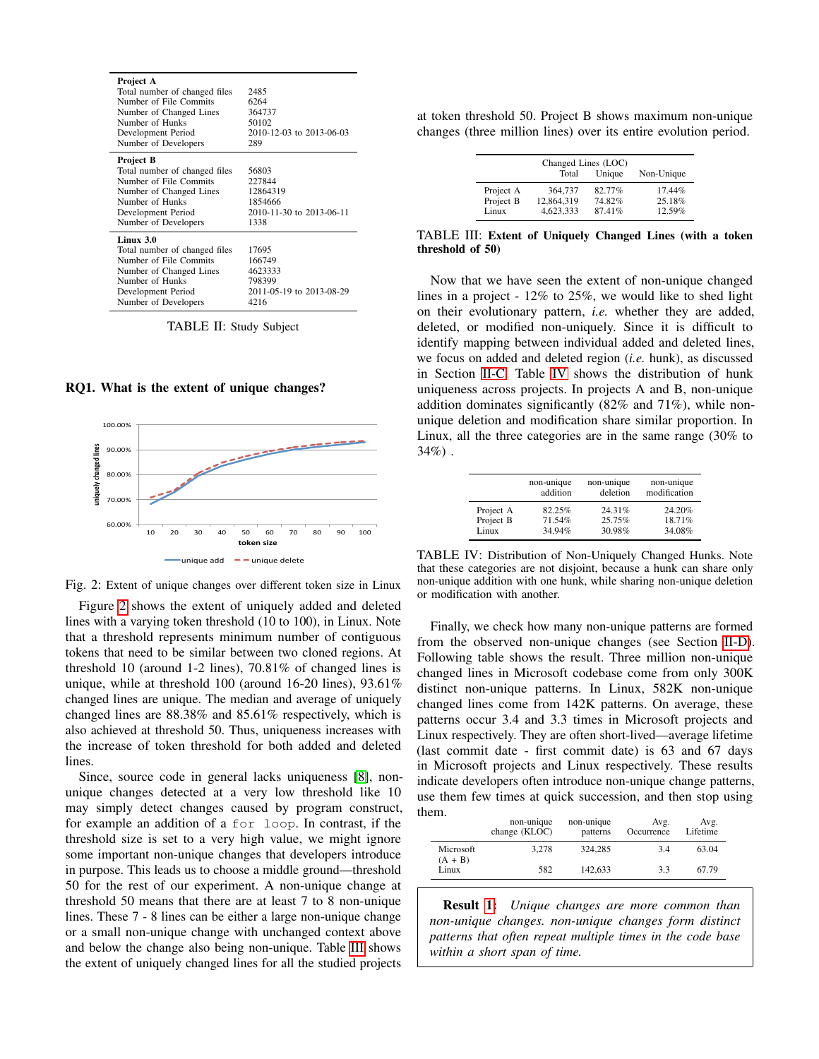| Project A | |
|---|---|
| Total number of changed files | 2485 |
| Number of File Commits | 6264 |
| Number of Changed Lines | 364737 |
| Number of Hunks | 50102 |
| Development Period | 2010-12-03 to 2013-06-03 |
| Number of Developers | 289 |
| **Project B** | |
| Total number of changed files | 56803 |
| Number of File Commits | 227844 |
| Number of Changed Lines | 12864319 |
| Number of Hunks | 1854666 |
| Development Period | 2010-11-30 to 2013-06-11 |
| Number of Developers | 1338 |
| **Linux 3.0** | |
| Total number of changed files | 17695 |
| Number of File Commits | 166749 |
| Number of Changed Lines | 4623333 |
| Number of Hunks | 798399 |
| Development Period | 2011-05-19 to 2013-08-29 |
| Number of Developers | 4216 |

TABLE II: Study Subject

**RQ1. What is the extent of unique changes?**

Fig. 2: Extent of unique changes over different token size in Linux

Figure 2 shows the extent of uniquely added and deleted lines with a varying token threshold (10 to 100), in Linux. Note that a threshold represents minimum number of contiguous tokens that need to be similar between two cloned regions. At threshold 10 (around 1-2 lines), 70.81% of changed lines is unique, while at threshold 100 (around 16-20 lines), 93.61% changed lines are unique. The median and average of uniquely changed lines are 88.38% and 85.61% respectively, which is also achieved at threshold 50. Thus, uniqueness increases with the increase of token threshold for both added and deleted lines.

Since, source code in general lacks uniqueness [8], non-unique changes detected at a very low threshold like 10 may simply detect changes caused by program construct, for example an addition of a `for loop`. In contrast, if the threshold size is set to a very high value, we might ignore some important non-unique changes that developers introduce in purpose. This leads us to choose a middle ground—threshold 50 for the rest of our experiment. A non-unique change at threshold 50 means that there are at least 7 to 8 non-unique lines. These 7 - 8 lines can be either a large non-unique change or a small non-unique change with unchanged context above and below the change also being non-unique. Table III shows the extent of uniquely changed lines for all the studied projects at token threshold 50. Project B shows maximum non-unique changes (three million lines) over its entire evolution period.

| | Changed Lines (LOC) | | |
|---|---|---|---|
| | Total | Unique | Non-Unique |
| Project A | 364,737 | 82.77% | 17.44% |
| Project B | 12,864,319 | 74.82% | 25.18% |
| Linux | 4,623,333 | 87.41% | 12.59% |

TABLE III: **Extent of Uniquely Changed Lines (with a token threshold of 50)**

Now that we have seen the extent of non-unique changed lines in a project - 12% to 25%, we would like to shed light on their evolutionary pattern, *i.e.* whether they are added, deleted, or modified non-uniquely. Since it is difficult to identify mapping between individual added and deleted lines, we focus on added and deleted region (*i.e.* hunk), as discussed in Section II-C. Table IV shows the distribution of hunk uniqueness across projects. In projects A and B, non-unique addition dominates significantly (82% and 71%), while non-unique deletion and modification share similar proportion. In Linux, all the three categories are in the same range (30% to 34%) .

| | non-unique addition | non-unique deletion | non-unique modification |
|---|---|---|---|
| Project A | 82.25% | 24.31% | 24.20% |
| Project B | 71.54% | 25.75% | 18.71% |
| Linux | 34.94% | 30.98% | 34.08% |

TABLE IV: Distribution of Non-Uniquely Changed Hunks. Note that these categories are not disjoint, because a hunk can share only non-unique addition with one hunk, while sharing non-unique deletion or modification with another.

Finally, we check how many non-unique patterns are formed from the observed non-unique changes (see Section II-D). Following table shows the result. Three million non-unique changed lines in Microsoft codebase come from only 300K distinct non-unique patterns. In Linux, 582K non-unique changed lines come from 142K patterns. On average, these patterns occur 3.4 and 3.3 times in Microsoft projects and Linux respectively. They are often short-lived—average lifetime (last commit date - first commit date) is 63 and 67 days in Microsoft projects and Linux respectively. These results indicate developers often introduce non-unique change patterns, use them few times at quick succession, and then stop using them.

| | non-unique change (KLOC) | non-unique patterns | Avg. Occurrence | Avg. Lifetime |
|---|---|---|---|---|
| Microsoft (A + B) | 3,278 | 324,285 | 3.4 | 63.04 |
| Linux | 582 | 142,633 | 3.3 | 67.79 |

> **Result 1:** *Unique changes are more common than non-unique changes. non-unique changes form distinct patterns that often repeat multiple times in the code base within a short span of time.*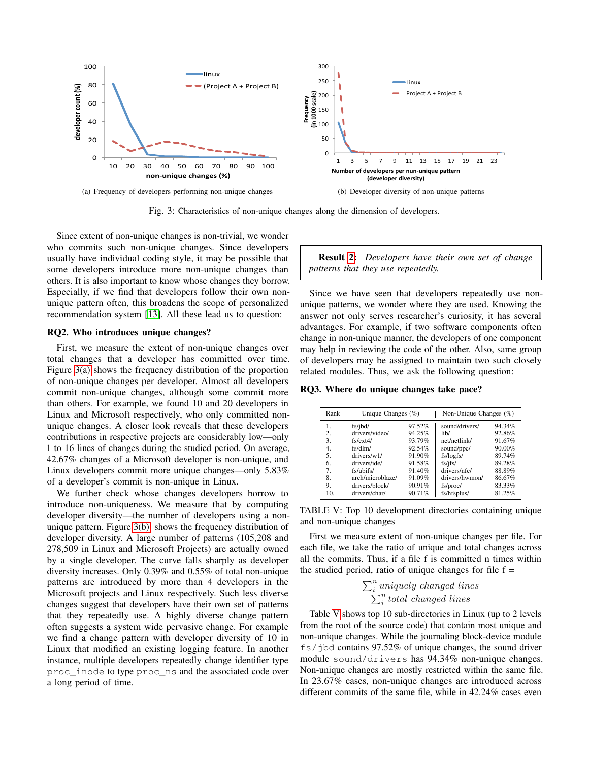(a) Frequency of developers performing non-unique changes

(b) Developer diversity of non-unique patterns

Fig. 3: Characteristics of non-unique changes along the dimension of developers.

Since extent of non-unique changes is non-trivial, we wonder who commits such non-unique changes. Since developers usually have individual coding style, it may be possible that some developers introduce more non-unique changes than others. It is also important to know whose changes they borrow. Especially, if we find that developers follow their own non-unique pattern often, this broadens the scope of personalized recommendation system [13]. All these lead us to question:

**RQ2. Who introduces unique changes?**

First, we measure the extent of non-unique changes over total changes that a developer has committed over time. Figure 3(a) shows the frequency distribution of the proportion of non-unique changes per developer. Almost all developers commit non-unique changes, although some commit more than others. For example, we found 10 and 20 developers in Linux and Microsoft respectively, who only committed non-unique changes. A closer look reveals that these developers contributions in respective projects are considerably low—only 1 to 16 lines of changes during the studied period. On average, 42.67% changes of a Microsoft developer is non-unique, and Linux developers commit more unique changes—only 5.83% of a developer's commit is non-unique in Linux.

We further check whose changes developers borrow to introduce non-uniqueness. We measure that by computing developer diversity—the number of developers using a non-unique pattern. Figure 3(b) shows the frequency distribution of developer diversity. A large number of patterns (105,208 and 278,509 in Linux and Microsoft Projects) are actually owned by a single developer. The curve falls sharply as developer diversity increases. Only 0.39% and 0.55% of total non-unique patterns are introduced by more than 4 developers in the Microsoft projects and Linux respectively. Such less diverse changes suggest that developers have their own set of patterns that they repeatedly use. A highly diverse change pattern often suggests a system wide pervasive change. For example we find a change pattern with developer diversity of 10 in Linux that modified an existing logging feature. In another instance, multiple developers repeatedly change identifier type `proc_inode` to type `proc_ns` and the associated code over a long period of time.

> **Result 2:** *Developers have their own set of change patterns that they use repeatedly.*

Since we have seen that developers repeatedly use non-unique patterns, we wonder where they are used. Knowing the answer not only serves researcher's curiosity, it has several advantages. For example, if two software components often change in non-unique manner, the developers of one component may help in reviewing the code of the other. Also, same group of developers may be assigned to maintain two such closely related modules. Thus, we ask the following question:

**RQ3. Where do unique changes take pace?**

| Rank | Unique Changes (%) | | Non-Unique Changes (%) | |
|---|---|---|---|---|
| 1. | fs/jbd/ | 97.52% | sound/drivers/ | 94.34% |
| 2. | drivers/video/ | 94.25% | lib/ | 92.86% |
| 3. | fs/ext4/ | 93.79% | net/netlink/ | 91.67% |
| 4. | fs/dlm/ | 92.54% | sound/ppc/ | 90.00% |
| 5. | drivers/w1/ | 91.90% | fs/logfs/ | 89.74% |
| 6. | drivers/ide/ | 91.58% | fs/jfs/ | 89.28% |
| 7. | fs/ubifs/ | 91.40% | drivers/nfc/ | 88.89% |
| 8. | arch/microblaze/ | 91.09% | drivers/hwmon/ | 86.67% |
| 9. | drivers/block/ | 90.91% | fs/proc/ | 83.33% |
| 10. | drivers/char/ | 90.71% | fs/hfsplus/ | 81.25% |

TABLE V: Top 10 development directories containing unique and non-unique changes

First we measure extent of non-unique changes per file. For each file, we take the ratio of unique and total changes across all the commits. Thus, if a file f is committed n times within the studied period, ratio of unique changes for file f =

$$\frac{\sum_i^n uniquely\ changed\ lines}{\sum_i^n total\ changed\ lines}$$

Table V shows top 10 sub-directories in Linux (up to 2 levels from the root of the source code) that contain most unique and non-unique changes. While the journaling block-device module `fs/jbd` contains 97.52% of unique changes, the sound driver module `sound/drivers` has 94.34% non-unique changes. Non-unique changes are mostly restricted within the same file. In 23.67% cases, non-unique changes are introduced across different commits of the same file, while in 42.24% cases even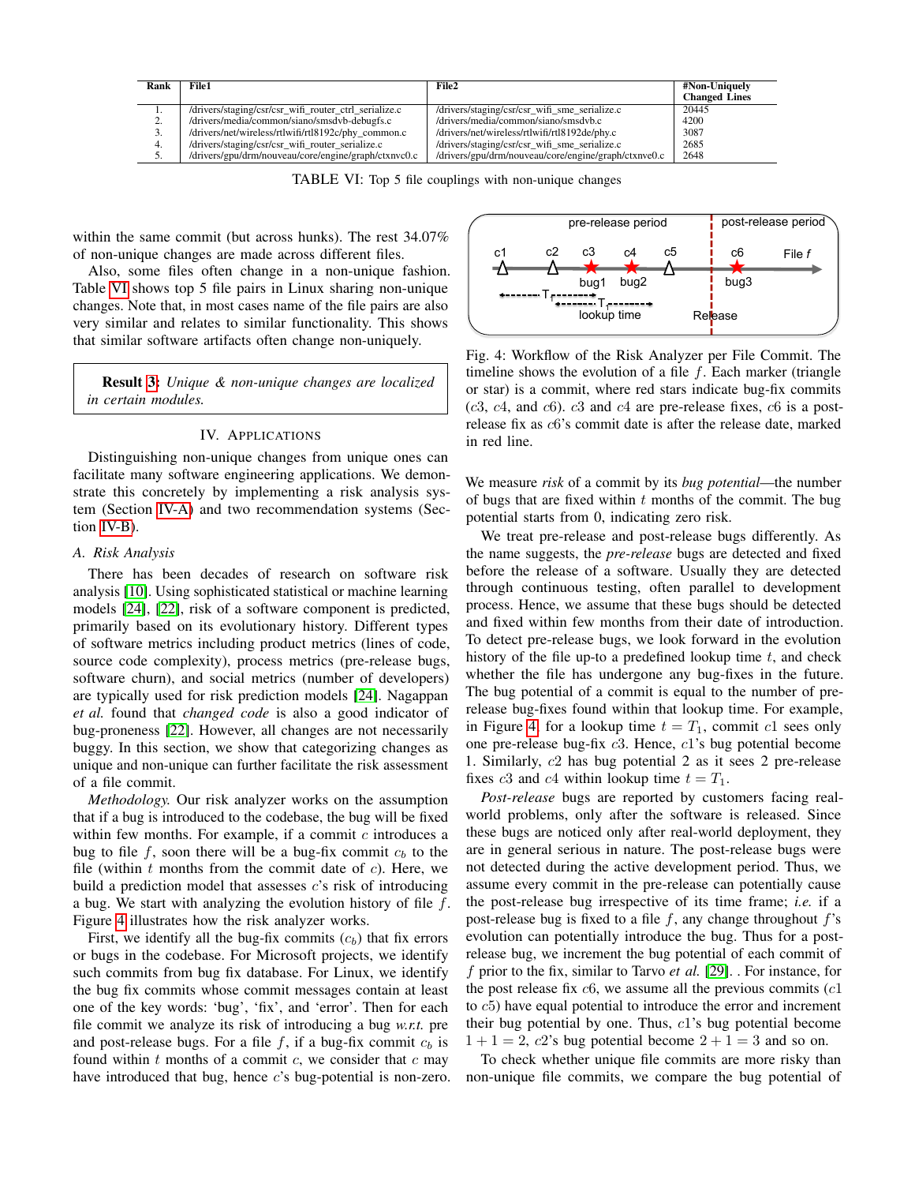| Rank | File1 | File2 | #Non-Uniquely Changed Lines |
|---|---|---|---|
| 1. | /drivers/staging/csr/csr_wifi_router_ctrl_serialize.c | /drivers/staging/csr/csr_wifi_sme_serialize.c | 20445 |
| 2. | /drivers/media/common/siano/smsdvb-debugfs.c | /drivers/media/common/siano/smsdvb.c | 4200 |
| 3. | /drivers/net/wireless/rtlwifi/rtl8192c/phy_common.c | /drivers/net/wireless/rtlwifi/rtl8192de/phy.c | 3087 |
| 4. | /drivers/staging/csr/csr_wifi_router_serialize.c | /drivers/staging/csr/csr_wifi_sme_serialize.c | 2685 |
| 5. | /drivers/gpu/drm/nouveau/core/engine/graph/ctxnvc0.c | /drivers/gpu/drm/nouveau/core/engine/graph/ctxnve0.c | 2648 |

TABLE VI: Top 5 file couplings with non-unique changes

within the same commit (but across hunks). The rest 34.07% of non-unique changes are made across different files.

Also, some files often change in a non-unique fashion. Table VI shows top 5 file pairs in Linux sharing non-unique changes. Note that, in most cases name of the file pairs are also very similar and relates to similar functionality. This shows that similar software artifacts often change non-uniquely.

> **Result 3**: *Unique & non-unique changes are localized in certain modules.*

## IV. Applications

Distinguishing non-unique changes from unique ones can facilitate many software engineering applications. We demonstrate this concretely by implementing a risk analysis system (Section IV-A) and two recommendation systems (Section IV-B).

### A. Risk Analysis

There has been decades of research on software risk analysis [10]. Using sophisticated statistical or machine learning models [24], [22], risk of a software component is predicted, primarily based on its evolutionary history. Different types of software metrics including product metrics (lines of code, source code complexity), process metrics (pre-release bugs, software churn), and social metrics (number of developers) are typically used for risk prediction models [24]. Nagappan *et al.* found that *changed code* is also a good indicator of bug-proneness [22]. However, all changes are not necessarily buggy. In this section, we show that categorizing changes as unique and non-unique can further facilitate the risk assessment of a file commit.

*Methodology.* Our risk analyzer works on the assumption that if a bug is introduced to the codebase, the bug will be fixed within few months. For example, if a commit $c$ introduces a bug to file $f$, soon there will be a bug-fix commit $c_b$ to the file (within $t$ months from the commit date of $c$). Here, we build a prediction model that assesses $c$'s risk of introducing a bug. We start with analyzing the evolution history of file $f$. Figure 4 illustrates how the risk analyzer works.

First, we identify all the bug-fix commits ($c_b$) that fix errors or bugs in the codebase. For Microsoft projects, we identify such commits from bug fix database. For Linux, we identify the bug fix commits whose commit messages contain at least one of the key words: 'bug', 'fix', and 'error'. Then for each file commit we analyze its risk of introducing a bug *w.r.t.* pre and post-release bugs. For a file $f$, if a bug-fix commit $c_b$ is found within $t$ months of a commit $c$, we consider that $c$ may have introduced that bug, hence $c$'s bug-potential is non-zero.

Fig. 4: Workflow of the Risk Analyzer per File Commit. The timeline shows the evolution of a file $f$. Each marker (triangle or star) is a commit, where red stars indicate bug-fix commits ($c3$, $c4$, and $c6$). $c3$ and $c4$ are pre-release fixes, $c6$ is a post-release fix as $c6$'s commit date is after the release date, marked in red line.

We measure *risk* of a commit by its *bug potential*—the number of bugs that are fixed within $t$ months of the commit. The bug potential starts from 0, indicating zero risk.

We treat pre-release and post-release bugs differently. As the name suggests, the *pre-release* bugs are detected and fixed before the release of a software. Usually they are detected through continuous testing, often parallel to development process. Hence, we assume that these bugs should be detected and fixed within few months from their date of introduction. To detect pre-release bugs, we look forward in the evolution history of the file up-to a predefined lookup time $t$, and check whether the file has undergone any bug-fixes in the future. The bug potential of a commit is equal to the number of pre-release bug-fixes found within that lookup time. For example, in Figure 4, for a lookup time $t = T_1$, commit $c1$ sees only one pre-release bug-fix $c3$. Hence, $c1$'s bug potential become 1. Similarly, $c2$ has bug potential 2 as it sees 2 pre-release fixes $c3$ and $c4$ within lookup time $t = T_1$.

*Post-release* bugs are reported by customers facing real-world problems, only after the software is released. Since these bugs are noticed only after real-world deployment, they are in general serious in nature. The post-release bugs were not detected during the active development period. Thus, we assume every commit in the pre-release can potentially cause the post-release bug irrespective of its time frame; *i.e.* if a post-release bug is fixed to a file $f$, any change throughout $f$'s evolution can potentially introduce the bug. Thus for a post-release bug, we increment the bug potential of each commit of $f$ prior to the fix, similar to Tarvo *et al.* [29]. . For instance, for the post release fix $c6$, we assume all the previous commits ($c1$ to $c5$) have equal potential to introduce the error and increment their bug potential by one. Thus, $c1$'s bug potential become $1 + 1 = 2$, $c2$'s bug potential become $2 + 1 = 3$ and so on.

To check whether unique file commits are more risky than non-unique file commits, we compare the bug potential of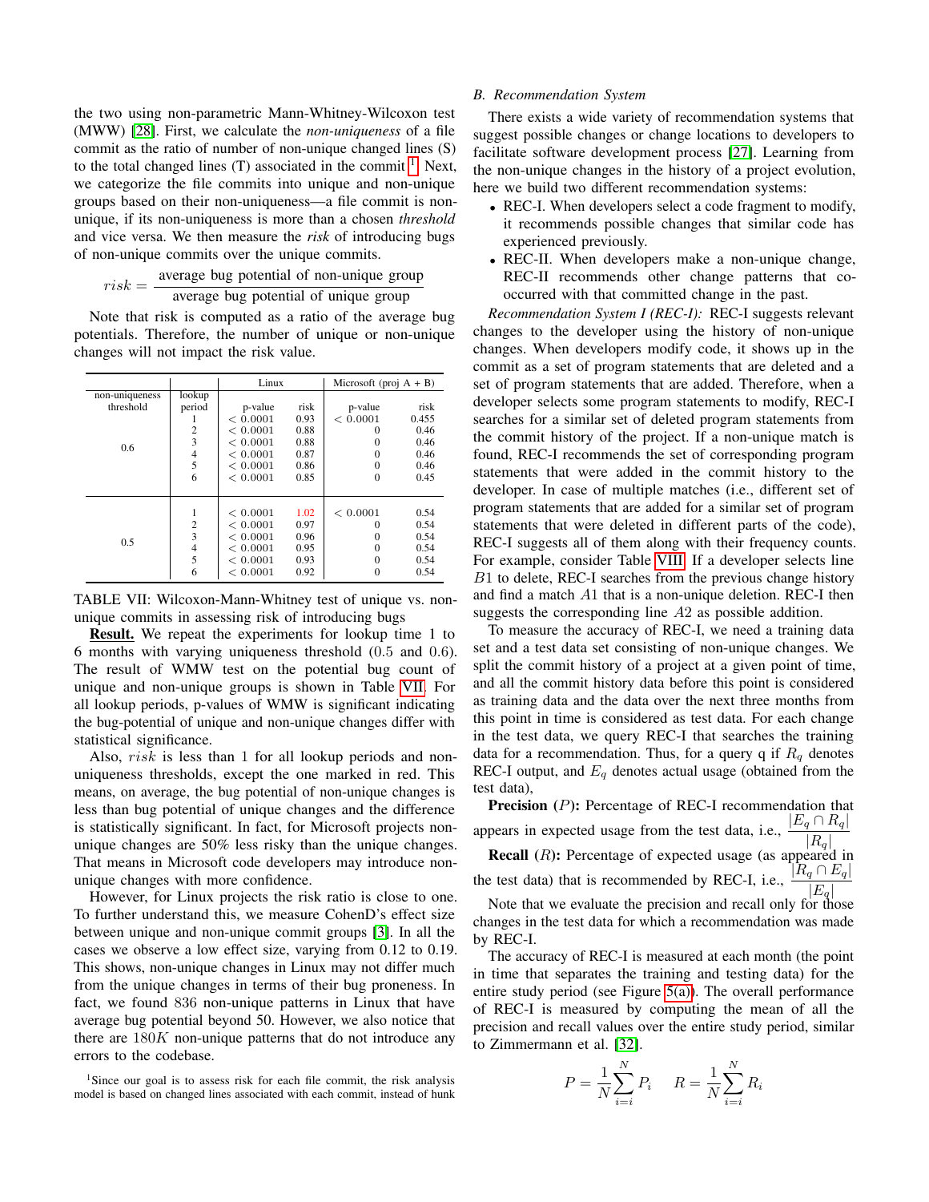the two using non-parametric Mann-Whitney-Wilcoxon test (MWW) [28]. First, we calculate the *non-uniqueness* of a file commit as the ratio of number of non-unique changed lines (S) to the total changed lines (T) associated in the commit [1]. Next, we categorize the file commits into unique and non-unique groups based on their non-uniqueness—a file commit is non-unique, if its non-uniqueness is more than a chosen *threshold* and vice versa. We then measure the *risk* of introducing bugs of non-unique commits over the unique commits.

$$risk = \frac{\text{average bug potential of non-unique group}}{\text{average bug potential of unique group}}$$

Note that risk is computed as a ratio of the average bug potentials. Therefore, the number of unique or non-unique changes will not impact the risk value.

| | | Linux | | Microsoft (proj A + B) | |
|---|---|---|---|---|---|
| non-uniqueness threshold | lookup period | p-value | risk | p-value | risk |
| 0.6 | 1 | < 0.0001 | 0.93 | < 0.0001 | 0.455 |
| | 2 | < 0.0001 | 0.88 | 0 | 0.46 |
| | 3 | < 0.0001 | 0.88 | 0 | 0.46 |
| | 4 | < 0.0001 | 0.87 | 0 | 0.46 |
| | 5 | < 0.0001 | 0.86 | 0 | 0.46 |
| | 6 | < 0.0001 | 0.85 | 0 | 0.45 |
| 0.5 | 1 | < 0.0001 | 1.02 | < 0.0001 | 0.54 |
| | 2 | < 0.0001 | 0.97 | 0 | 0.54 |
| | 3 | < 0.0001 | 0.96 | 0 | 0.54 |
| | 4 | < 0.0001 | 0.95 | 0 | 0.54 |
| | 5 | < 0.0001 | 0.93 | 0 | 0.54 |
| | 6 | < 0.0001 | 0.92 | 0 | 0.54 |

TABLE VII: Wilcoxon-Mann-Whitney test of unique vs. non-unique commits in assessing risk of introducing bugs

**Result.** We repeat the experiments for lookup time 1 to 6 months with varying uniqueness threshold (0.5 and 0.6). The result of WMW test on the potential bug count of unique and non-unique groups is shown in Table VII. For all lookup periods, p-values of WMW is significant indicating the bug-potential of unique and non-unique changes differ with statistical significance.

Also, $risk$ is less than 1 for all lookup periods and non-uniqueness thresholds, except the one marked in red. This means, on average, the bug potential of non-unique changes is less than bug potential of unique changes and the difference is statistically significant. In fact, for Microsoft projects non-unique changes are 50% less risky than the unique changes. That means in Microsoft code developers may introduce non-unique changes with more confidence.

However, for Linux projects the risk ratio is close to one. To further understand this, we measure CohenD's effect size between unique and non-unique commit groups [3]. In all the cases we observe a low effect size, varying from 0.12 to 0.19. This shows, non-unique changes in Linux may not differ much from the unique changes in terms of their bug proneness. In fact, we found 836 non-unique patterns in Linux that have average bug potential beyond 50. However, we also notice that there are $180K$ non-unique patterns that do not introduce any errors to the codebase.

[1] Since our goal is to assess risk for each file commit, the risk analysis model is based on changed lines associated with each commit, instead of hunk

### B. Recommendation System

There exists a wide variety of recommendation systems that suggest possible changes or change locations to developers to facilitate software development process [27]. Learning from the non-unique changes in the history of a project evolution, here we build two different recommendation systems:

- REC-I. When developers select a code fragment to modify, it recommends possible changes that similar code has experienced previously.
- REC-II. When developers make a non-unique change, REC-II recommends other change patterns that co-occurred with that committed change in the past.

*Recommendation System I (REC-I):* REC-I suggests relevant changes to the developer using the history of non-unique changes. When developers modify code, it shows up in the commit as a set of program statements that are deleted and a set of program statements that are added. Therefore, when a developer selects some program statements to modify, REC-I searches for a similar set of deleted program statements from the commit history of the project. If a non-unique match is found, REC-I recommends the set of corresponding program statements that were added in the commit history to the developer. In case of multiple matches (i.e., different set of program statements that are added for a similar set of program statements that were deleted in different parts of the code), REC-I suggests all of them along with their frequency counts. For example, consider Table VIII. If a developer selects line $B1$ to delete, REC-I searches from the previous change history and find a match $A1$ that is a non-unique deletion. REC-I then suggests the corresponding line $A2$ as possible addition.

To measure the accuracy of REC-I, we need a training data set and a test data set consisting of non-unique changes. We split the commit history of a project at a given point of time, and all the commit history data before this point is considered as training data and the data over the next three months from this point in time is considered as test data. For each change in the test data, we query REC-I that searches the training data for a recommendation. Thus, for a query q if $R_q$ denotes REC-I output, and $E_q$ denotes actual usage (obtained from the test data),

**Precision** ($P$)**:** Percentage of REC-I recommendation that appears in expected usage from the test data, i.e., $\frac{|E_q \cap R_q|}{|R_q|}$

**Recall** ($R$)**:** Percentage of expected usage (as appeared in the test data) that is recommended by REC-I, i.e., $\frac{|R_q \cap E_q|}{|E_q|}$

Note that we evaluate the precision and recall only for those changes in the test data for which a recommendation was made by REC-I.

The accuracy of REC-I is measured at each month (the point in time that separates the training and testing data) for the entire study period (see Figure 5(a)). The overall performance of REC-I is measured by computing the mean of all the precision and recall values over the entire study period, similar to Zimmermann et al. [32].

$$P = \frac{1}{N}\sum_{i=i}^{N} P_i \qquad R = \frac{1}{N}\sum_{i=i}^{N} R_i$$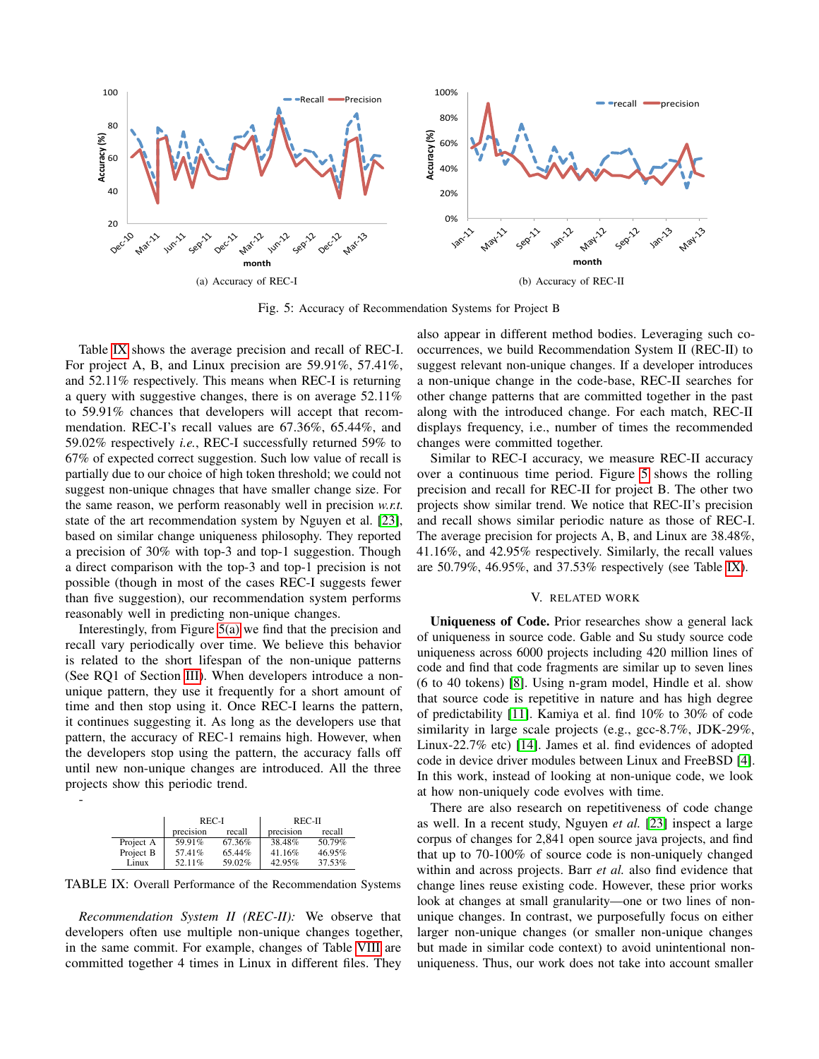(a) Accuracy of REC-I

(b) Accuracy of REC-II

Fig. 5: Accuracy of Recommendation Systems for Project B

Table IX shows the average precision and recall of REC-I. For project A, B, and Linux precision are 59.91%, 57.41%, and 52.11% respectively. This means when REC-I is returning a query with suggestive changes, there is on average 52.11% to 59.91% chances that developers will accept that recommendation. REC-I's recall values are 67.36%, 65.44%, and 59.02% respectively *i.e.*, REC-I successfully returned 59% to 67% of expected correct suggestion. Such low value of recall is partially due to our choice of high token threshold; we could not suggest non-unique chnages that have smaller change size. For the same reason, we perform reasonably well in precision *w.r.t.* state of the art recommendation system by Nguyen et al. [23], based on similar change uniqueness philosophy. They reported a precision of 30% with top-3 and top-1 suggestion. Though a direct comparison with the top-3 and top-1 precision is not possible (though in most of the cases REC-I suggests fewer than five suggestion), our recommendation system performs reasonably well in predicting non-unique changes.

Interestingly, from Figure 5(a) we find that the precision and recall vary periodically over time. We believe this behavior is related to the short lifespan of the non-unique patterns (See RQ1 of Section III). When developers introduce a non-unique pattern, they use it frequently for a short amount of time and then stop using it. Once REC-I learns the pattern, it continues suggesting it. As long as the developers use that pattern, the accuracy of REC-1 remains high. However, when the developers stop using the pattern, the accuracy falls off until new non-unique changes are introduced. All the three projects show this periodic trend.

-

| | REC-I | | REC-II | |
|---|---|---|---|---|
| | precision | recall | precision | recall |
| Project A | 59.91% | 67.36% | 38.48% | 50.79% |
| Project B | 57.41% | 65.44% | 41.16% | 46.95% |
| Linux | 52.11% | 59.02% | 42.95% | 37.53% |

TABLE IX: Overall Performance of the Recommendation Systems

*Recommendation System II (REC-II):* We observe that developers often use multiple non-unique changes together, in the same commit. For example, changes of Table VIII are committed together 4 times in Linux in different files. They also appear in different method bodies. Leveraging such co-occurrences, we build Recommendation System II (REC-II) to suggest relevant non-unique changes. If a developer introduces a non-unique change in the code-base, REC-II searches for other change patterns that are committed together in the past along with the introduced change. For each match, REC-II displays frequency, i.e., number of times the recommended changes were committed together.

Similar to REC-I accuracy, we measure REC-II accuracy over a continuous time period. Figure 5 shows the rolling precision and recall for REC-II for project B. The other two projects show similar trend. We notice that REC-II's precision and recall shows similar periodic nature as those of REC-I. The average precision for projects A, B, and Linux are 38.48%, 41.16%, and 42.95% respectively. Similarly, the recall values are 50.79%, 46.95%, and 37.53% respectively (see Table IX).

## V. Related Work

**Uniqueness of Code.** Prior researches show a general lack of uniqueness in source code. Gable and Su study source code uniqueness across 6000 projects including 420 million lines of code and find that code fragments are similar up to seven lines (6 to 40 tokens) [8]. Using n-gram model, Hindle et al. show that source code is repetitive in nature and has high degree of predictability [11]. Kamiya et al. find 10% to 30% of code similarity in large scale projects (e.g., gcc-8.7%, JDK-29%, Linux-22.7% etc) [14]. James et al. find evidences of adopted code in device driver modules between Linux and FreeBSD [4]. In this work, instead of looking at non-unique code, we look at how non-uniquely code evolves with time.

There are also research on repetitiveness of code change as well. In a recent study, Nguyen *et al.* [23] inspect a large corpus of changes for 2,841 open source java projects, and find that up to 70-100% of source code is non-uniquely changed within and across projects. Barr *et al.* also find evidence that change lines reuse existing code. However, these prior works look at changes at small granularity—one or two lines of non-unique changes. In contrast, we purposefully focus on either larger non-unique changes (or smaller non-unique changes but made in similar code context) to avoid unintentional non-uniqueness. Thus, our work does not take into account smaller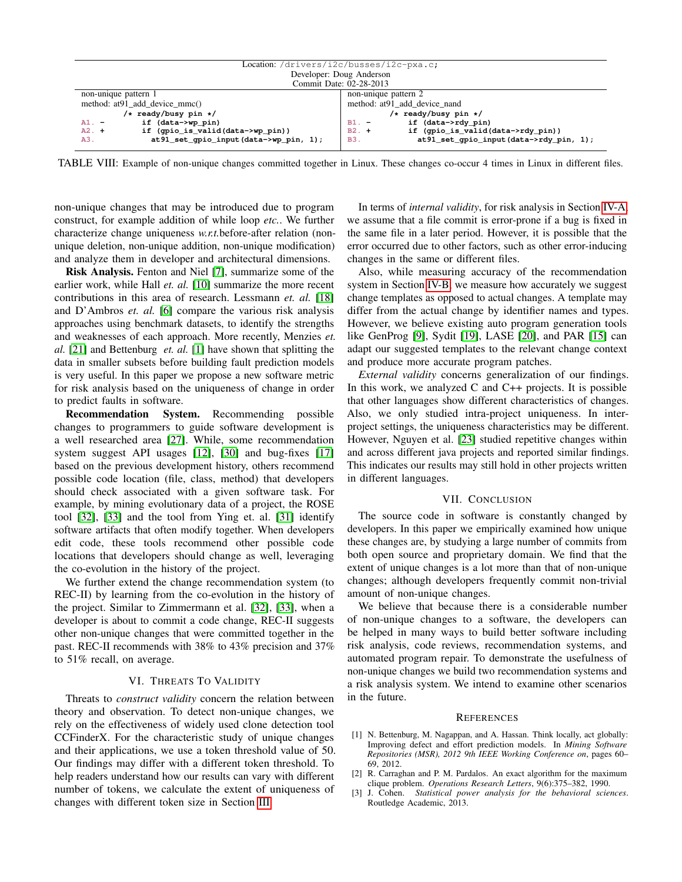| Location: /drivers/i2c/busses/i2c-pxa.c; | |
|---|---|
| Developer: Doug Anderson | |
| Commit Date: 02-28-2013 | |
| non-unique pattern 1 | non-unique pattern 2 |
| method: at91_add_device_mmc() | method: at91_add_device_nand |
| `/* ready/busy pin */` | `/* ready/busy pin */` |
| `A1. -      if (data->wp_pin)` | `B1. -      if (data->rdy_pin)` |
| `A2. +      if (gpio_is_valid(data->wp_pin))` | `B2. +      if (gpio_is_valid(data->rdy_pin))` |
| `A3.          at91_set_gpio_input(data->wp_pin, 1);` | `B3.          at91_set_gpio_input(data->rdy_pin, 1);` |

TABLE VIII: Example of non-unique changes committed together in Linux. These changes co-occur 4 times in Linux in different files.

non-unique changes that may be introduced due to program construct, for example addition of while loop *etc.*. We further characterize change uniqueness *w.r.t.* before-after relation (non-unique deletion, non-unique addition, non-unique modification) and analyze them in developer and architectural dimensions.

**Risk Analysis.** Fenton and Niel [7], summarize some of the earlier work, while Hall *et. al.* [10] summarize the more recent contributions in this area of research. Lessmann *et. al.* [18] and D'Ambros *et. al.* [6] compare the various risk analysis approaches using benchmark datasets, to identify the strengths and weaknesses of each approach. More recently, Menzies *et. al.* [21] and Bettenburg *et. al.* [1] have shown that splitting the data in smaller subsets before building fault prediction models is very useful. In this paper we propose a new software metric for risk analysis based on the uniqueness of change in order to predict faults in software.

**Recommendation System.** Recommending possible changes to programmers to guide software development is a well researched area [27]. While, some recommendation system suggest API usages [12], [30] and bug-fixes [17] based on the previous development history, others recommend possible code location (file, class, method) that developers should check associated with a given software task. For example, by mining evolutionary data of a project, the ROSE tool [32], [33] and the tool from Ying et. al. [31] identify software artifacts that often modify together. When developers edit code, these tools recommend other possible code locations that developers should change as well, leveraging the co-evolution in the history of the project.

We further extend the change recommendation system (to REC-II) by learning from the co-evolution in the history of the project. Similar to Zimmermann et al. [32], [33], when a developer is about to commit a code change, REC-II suggests other non-unique changes that were committed together in the past. REC-II recommends with 38% to 43% precision and 37% to 51% recall, on average.

## VI. Threats To Validity

Threats to *construct validity* concern the relation between theory and observation. To detect non-unique changes, we rely on the effectiveness of widely used clone detection tool CCFinderX. For the characteristic study of unique changes and their applications, we use a token threshold value of 50. Our findings may differ with a different token threshold. To help readers understand how our results can vary with different number of tokens, we calculate the extent of uniqueness of changes with different token size in Section III.

In terms of *internal validity*, for risk analysis in Section IV-A, we assume that a file commit is error-prone if a bug is fixed in the same file in a later period. However, it is possible that the error occurred due to other factors, such as other error-inducing changes in the same or different files.

Also, while measuring accuracy of the recommendation system in Section IV-B, we measure how accurately we suggest change templates as opposed to actual changes. A template may differ from the actual change by identifier names and types. However, we believe existing auto program generation tools like GenProg [9], Sydit [19], LASE [20], and PAR [15] can adapt our suggested templates to the relevant change context and produce more accurate program patches.

*External validity* concerns generalization of our findings. In this work, we analyzed C and C++ projects. It is possible that other languages show different characteristics of changes. Also, we only studied intra-project uniqueness. In inter-project settings, the uniqueness characteristics may be different. However, Nguyen et al. [23] studied repetitive changes within and across different java projects and reported similar findings. This indicates our results may still hold in other projects written in different languages.

## VII. Conclusion

The source code in software is constantly changed by developers. In this paper we empirically examined how unique these changes are, by studying a large number of commits from both open source and proprietary domain. We find that the extent of unique changes is a lot more than that of non-unique changes; although developers frequently commit non-trivial amount of non-unique changes.

We believe that because there is a considerable number of non-unique changes to a software, the developers can be helped in many ways to build better software including risk analysis, code reviews, recommendation systems, and automated program repair. To demonstrate the usefulness of non-unique changes we build two recommendation systems and a risk analysis system. We intend to examine other scenarios in the future.

## References

[1] N. Bettenburg, M. Nagappan, and A. Hassan. Think locally, act globally: Improving defect and effort prediction models. In *Mining Software Repositories (MSR), 2012 9th IEEE Working Conference on*, pages 60–69, 2012.

[2] R. Carraghan and P. M. Pardalos. An exact algorithm for the maximum clique problem. *Operations Research Letters*, 9(6):375–382, 1990.

[3] J. Cohen. *Statistical power analysis for the behavioral sciences*. Routledge Academic, 2013.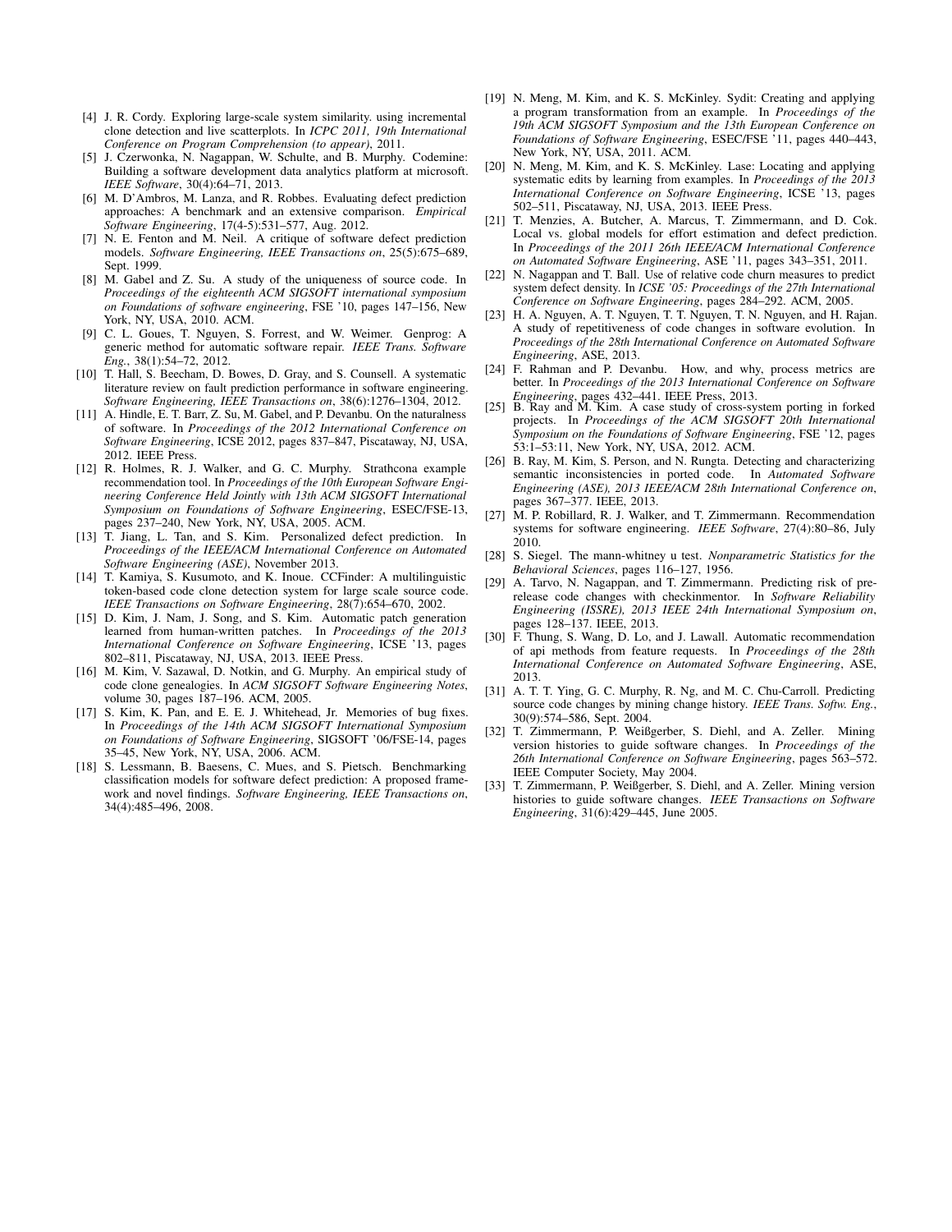[4] J. R. Cordy. Exploring large-scale system similarity. using incremental clone detection and live scatterplots. In *ICPC 2011, 19th International Conference on Program Comprehension (to appear)*, 2011.

[5] J. Czerwonka, N. Nagappan, W. Schulte, and B. Murphy. Codemine: Building a software development data analytics platform at microsoft. *IEEE Software*, 30(4):64–71, 2013.

[6] M. D'Ambros, M. Lanza, and R. Robbes. Evaluating defect prediction approaches: A benchmark and an extensive comparison. *Empirical Software Engineering*, 17(4-5):531–577, Aug. 2012.

[7] N. E. Fenton and M. Neil. A critique of software defect prediction models. *Software Engineering, IEEE Transactions on*, 25(5):675–689, Sept. 1999.

[8] M. Gabel and Z. Su. A study of the uniqueness of source code. In *Proceedings of the eighteenth ACM SIGSOFT international symposium on Foundations of software engineering*, FSE '10, pages 147–156, New York, NY, USA, 2010. ACM.

[9] C. L. Goues, T. Nguyen, S. Forrest, and W. Weimer. Genprog: A generic method for automatic software repair. *IEEE Trans. Software Eng.*, 38(1):54–72, 2012.

[10] T. Hall, S. Beecham, D. Bowes, D. Gray, and S. Counsell. A systematic literature review on fault prediction performance in software engineering. *Software Engineering, IEEE Transactions on*, 38(6):1276–1304, 2012.

[11] A. Hindle, E. T. Barr, Z. Su, M. Gabel, and P. Devanbu. On the naturalness of software. In *Proceedings of the 2012 International Conference on Software Engineering*, ICSE 2012, pages 837–847, Piscataway, NJ, USA, 2012. IEEE Press.

[12] R. Holmes, R. J. Walker, and G. C. Murphy. Strathcona example recommendation tool. In *Proceedings of the 10th European Software Engineering Conference Held Jointly with 13th ACM SIGSOFT International Symposium on Foundations of Software Engineering*, ESEC/FSE-13, pages 237–240, New York, NY, USA, 2005. ACM.

[13] T. Jiang, L. Tan, and S. Kim. Personalized defect prediction. In *Proceedings of the IEEE/ACM International Conference on Automated Software Engineering (ASE)*, November 2013.

[14] T. Kamiya, S. Kusumoto, and K. Inoue. CCFinder: A multilinguistic token-based code clone detection system for large scale source code. *IEEE Transactions on Software Engineering*, 28(7):654–670, 2002.

[15] D. Kim, J. Nam, J. Song, and S. Kim. Automatic patch generation learned from human-written patches. In *Proceedings of the 2013 International Conference on Software Engineering*, ICSE '13, pages 802–811, Piscataway, NJ, USA, 2013. IEEE Press.

[16] M. Kim, V. Sazawal, D. Notkin, and G. Murphy. An empirical study of code clone genealogies. In *ACM SIGSOFT Software Engineering Notes*, volume 30, pages 187–196. ACM, 2005.

[17] S. Kim, K. Pan, and E. E. J. Whitehead, Jr. Memories of bug fixes. In *Proceedings of the 14th ACM SIGSOFT International Symposium on Foundations of Software Engineering*, SIGSOFT '06/FSE-14, pages 35–45, New York, NY, USA, 2006. ACM.

[18] S. Lessmann, B. Baesens, C. Mues, and S. Pietsch. Benchmarking classification models for software defect prediction: A proposed framework and novel findings. *Software Engineering, IEEE Transactions on*, 34(4):485–496, 2008.

[19] N. Meng, M. Kim, and K. S. McKinley. Sydit: Creating and applying a program transformation from an example. In *Proceedings of the 19th ACM SIGSOFT Symposium and the 13th European Conference on Foundations of Software Engineering*, ESEC/FSE '11, pages 440–443, New York, NY, USA, 2011. ACM.

[20] N. Meng, M. Kim, and K. S. McKinley. Lase: Locating and applying systematic edits by learning from examples. In *Proceedings of the 2013 International Conference on Software Engineering*, ICSE '13, pages 502–511, Piscataway, NJ, USA, 2013. IEEE Press.

[21] T. Menzies, A. Butcher, A. Marcus, T. Zimmermann, and D. Cok. Local vs. global models for effort estimation and defect prediction. In *Proceedings of the 2011 26th IEEE/ACM International Conference on Automated Software Engineering*, ASE '11, pages 343–351, 2011.

[22] N. Nagappan and T. Ball. Use of relative code churn measures to predict system defect density. In *ICSE '05: Proceedings of the 27th International Conference on Software Engineering*, pages 284–292. ACM, 2005.

[23] H. A. Nguyen, A. T. Nguyen, T. T. Nguyen, T. N. Nguyen, and H. Rajan. A study of repetitiveness of code changes in software evolution. In *Proceedings of the 28th International Conference on Automated Software Engineering*, ASE, 2013.

[24] F. Rahman and P. Devanbu. How, and why, process metrics are better. In *Proceedings of the 2013 International Conference on Software Engineering*, pages 432–441. IEEE Press, 2013.

[25] B. Ray and M. Kim. A case study of cross-system porting in forked projects. In *Proceedings of the ACM SIGSOFT 20th International Symposium on the Foundations of Software Engineering*, FSE '12, pages 53:1–53:11, New York, NY, USA, 2012. ACM.

[26] B. Ray, M. Kim, S. Person, and N. Rungta. Detecting and characterizing semantic inconsistencies in ported code. In *Automated Software Engineering (ASE), 2013 IEEE/ACM 28th International Conference on*, pages 367–377. IEEE, 2013.

[27] M. P. Robillard, R. J. Walker, and T. Zimmermann. Recommendation systems for software engineering. *IEEE Software*, 27(4):80–86, July 2010.

[28] S. Siegel. The mann-whitney u test. *Nonparametric Statistics for the Behavioral Sciences*, pages 116–127, 1956.

[29] A. Tarvo, N. Nagappan, and T. Zimmermann. Predicting risk of pre-release code changes with checkinmentor. In *Software Reliability Engineering (ISSRE), 2013 IEEE 24th International Symposium on*, pages 128–137. IEEE, 2013.

[30] F. Thung, S. Wang, D. Lo, and J. Lawall. Automatic recommendation of api methods from feature requests. In *Proceedings of the 28th International Conference on Automated Software Engineering*, ASE, 2013.

[31] A. T. T. Ying, G. C. Murphy, R. Ng, and M. C. Chu-Carroll. Predicting source code changes by mining change history. *IEEE Trans. Softw. Eng.*, 30(9):574–586, Sept. 2004.

[32] T. Zimmermann, P. Weißgerber, S. Diehl, and A. Zeller. Mining version histories to guide software changes. In *Proceedings of the 26th International Conference on Software Engineering*, pages 563–572. IEEE Computer Society, May 2004.

[33] T. Zimmermann, P. Weißgerber, S. Diehl, and A. Zeller. Mining version histories to guide software changes. *IEEE Transactions on Software Engineering*, 31(6):429–445, June 2005.